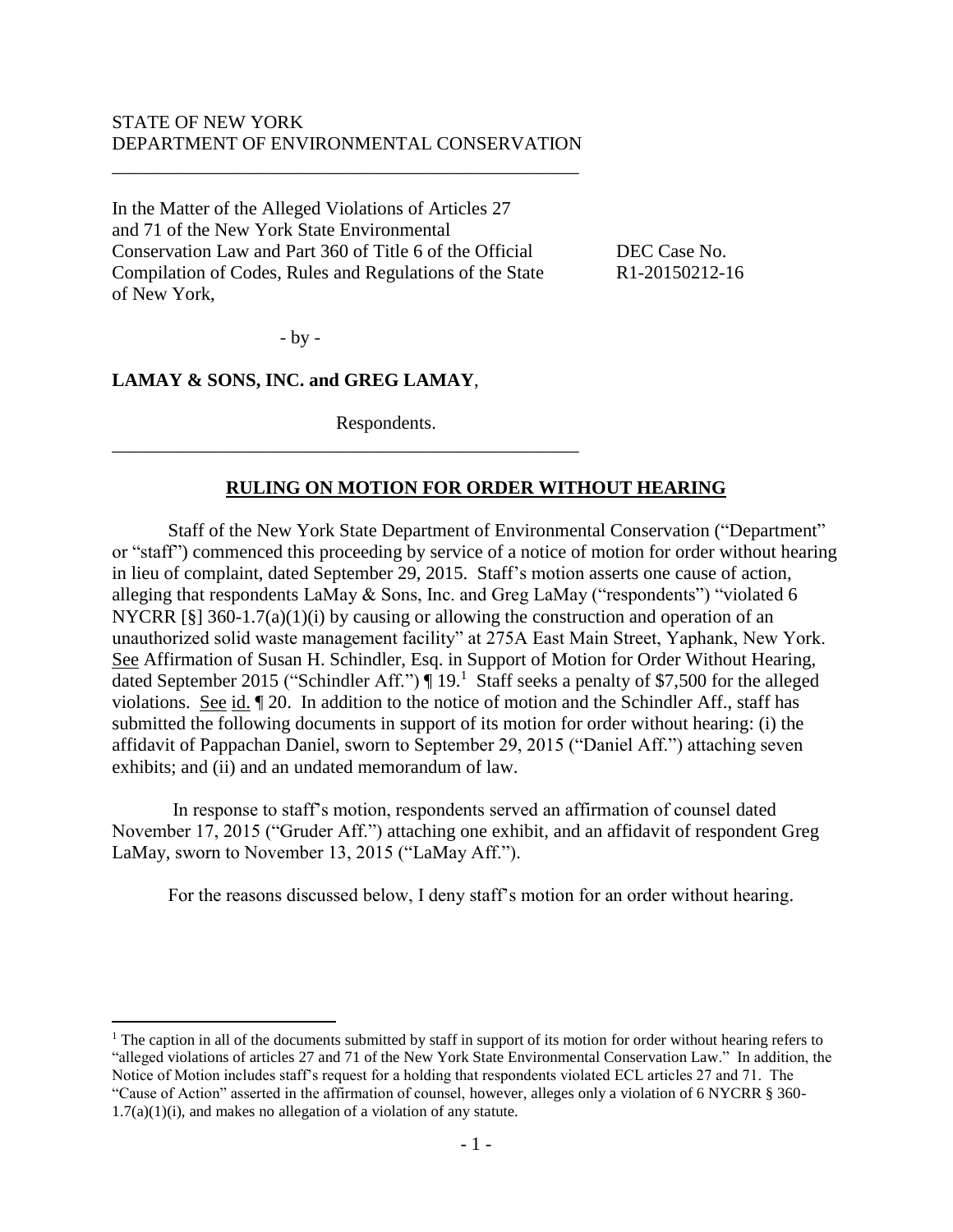STATE OF NEW YORK
DEPARTMENT OF ENVIRONMENTAL CONSERVATION

---

In the Matter of the Alleged Violations of Articles 27 and 71 of the New York State Environmental Conservation Law and Part 360 of Title 6 of the Official Compilation of Codes, Rules and Regulations of the State of New York,

- by -

**LAMAY & SONS, INC. and GREG LAMAY**,

Respondents.

DEC Case No. R1-20150212-16

---

## RULING ON MOTION FOR ORDER WITHOUT HEARING

Staff of the New York State Department of Environmental Conservation ("Department" or "staff") commenced this proceeding by service of a notice of motion for order without hearing in lieu of complaint, dated September 29, 2015. Staff's motion asserts one cause of action, alleging that respondents LaMay & Sons, Inc. and Greg LaMay ("respondents") "violated 6 NYCRR [§] 360-1.7(a)(1)(i) by causing or allowing the construction and operation of an unauthorized solid waste management facility" at 275A East Main Street, Yaphank, New York. See Affirmation of Susan H. Schindler, Esq. in Support of Motion for Order Without Hearing, dated September 2015 ("Schindler Aff.") ¶ 19.[1] Staff seeks a penalty of $7,500 for the alleged violations. See id. ¶ 20. In addition to the notice of motion and the Schindler Aff., staff has submitted the following documents in support of its motion for order without hearing: (i) the affidavit of Pappachan Daniel, sworn to September 29, 2015 ("Daniel Aff.") attaching seven exhibits; and (ii) and an undated memorandum of law.

In response to staff's motion, respondents served an affirmation of counsel dated November 17, 2015 ("Gruder Aff.") attaching one exhibit, and an affidavit of respondent Greg LaMay, sworn to November 13, 2015 ("LaMay Aff.").

For the reasons discussed below, I deny staff's motion for an order without hearing.

---

[1] The caption in all of the documents submitted by staff in support of its motion for order without hearing refers to "alleged violations of articles 27 and 71 of the New York State Environmental Conservation Law." In addition, the Notice of Motion includes staff's request for a holding that respondents violated ECL articles 27 and 71. The "Cause of Action" asserted in the affirmation of counsel, however, alleges only a violation of 6 NYCRR § 360-1.7(a)(1)(i), and makes no allegation of a violation of any statute.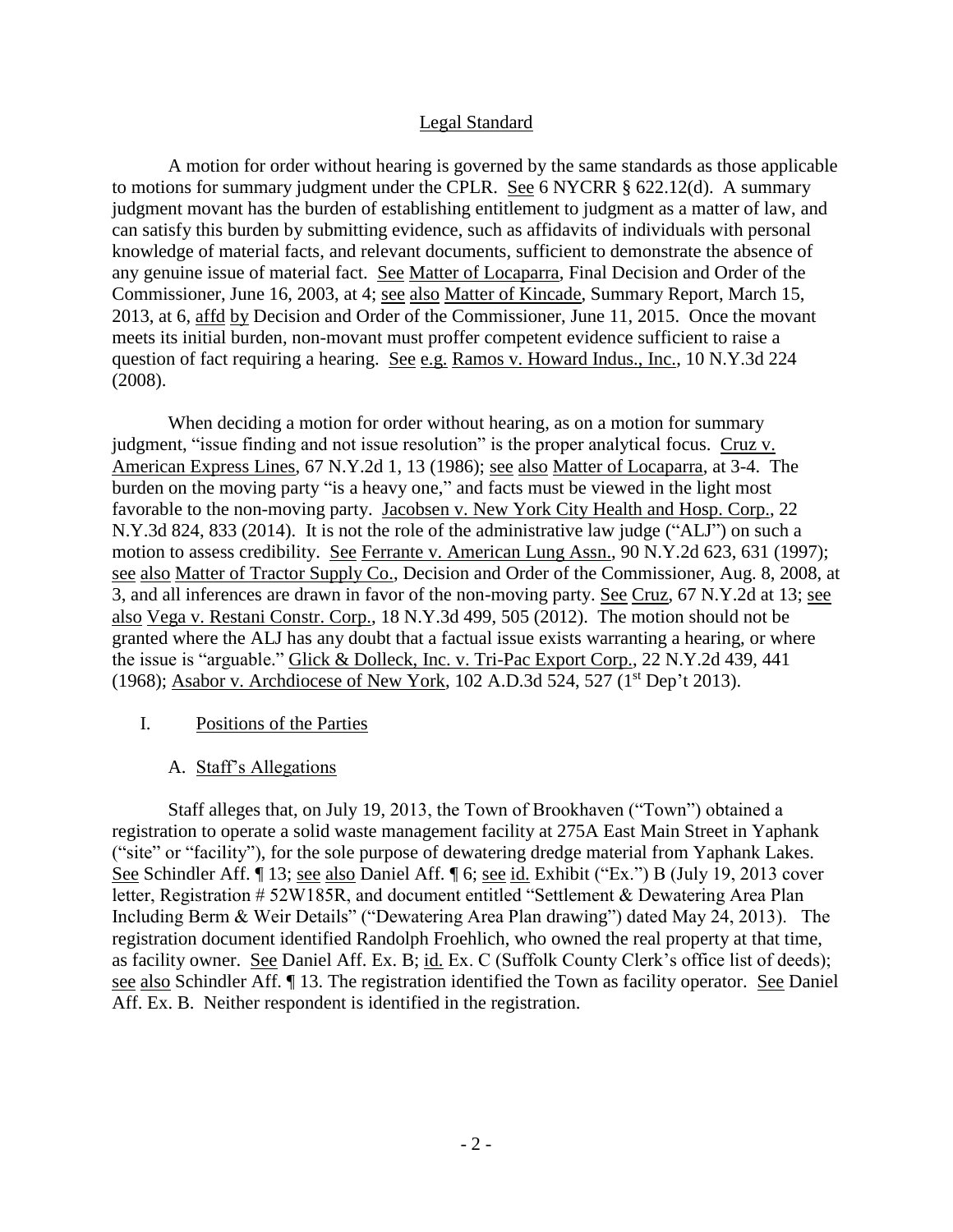## Legal Standard

A motion for order without hearing is governed by the same standards as those applicable to motions for summary judgment under the CPLR. See 6 NYCRR § 622.12(d). A summary judgment movant has the burden of establishing entitlement to judgment as a matter of law, and can satisfy this burden by submitting evidence, such as affidavits of individuals with personal knowledge of material facts, and relevant documents, sufficient to demonstrate the absence of any genuine issue of material fact. See Matter of Locaparra, Final Decision and Order of the Commissioner, June 16, 2003, at 4; see also Matter of Kincade, Summary Report, March 15, 2013, at 6, affd by Decision and Order of the Commissioner, June 11, 2015. Once the movant meets its initial burden, non-movant must proffer competent evidence sufficient to raise a question of fact requiring a hearing. See e.g. Ramos v. Howard Indus., Inc., 10 N.Y.3d 224 (2008).

When deciding a motion for order without hearing, as on a motion for summary judgment, "issue finding and not issue resolution" is the proper analytical focus. Cruz v. American Express Lines, 67 N.Y.2d 1, 13 (1986); see also Matter of Locaparra, at 3-4. The burden on the moving party "is a heavy one," and facts must be viewed in the light most favorable to the non-moving party. Jacobsen v. New York City Health and Hosp. Corp., 22 N.Y.3d 824, 833 (2014). It is not the role of the administrative law judge ("ALJ") on such a motion to assess credibility. See Ferrante v. American Lung Assn., 90 N.Y.2d 623, 631 (1997); see also Matter of Tractor Supply Co., Decision and Order of the Commissioner, Aug. 8, 2008, at 3, and all inferences are drawn in favor of the non-moving party. See Cruz, 67 N.Y.2d at 13; see also Vega v. Restani Constr. Corp., 18 N.Y.3d 499, 505 (2012). The motion should not be granted where the ALJ has any doubt that a factual issue exists warranting a hearing, or where the issue is "arguable." Glick & Dolleck, Inc. v. Tri-Pac Export Corp., 22 N.Y.2d 439, 441 (1968); Asabor v. Archdiocese of New York, 102 A.D.3d 524, 527 (1st Dep't 2013).

## I. Positions of the Parties

### A. Staff's Allegations

Staff alleges that, on July 19, 2013, the Town of Brookhaven ("Town") obtained a registration to operate a solid waste management facility at 275A East Main Street in Yaphank ("site" or "facility"), for the sole purpose of dewatering dredge material from Yaphank Lakes. See Schindler Aff. ¶ 13; see also Daniel Aff. ¶ 6; see id. Exhibit ("Ex.") B (July 19, 2013 cover letter, Registration # 52W185R, and document entitled "Settlement & Dewatering Area Plan Including Berm & Weir Details" ("Dewatering Area Plan drawing") dated May 24, 2013). The registration document identified Randolph Froehlich, who owned the real property at that time, as facility owner. See Daniel Aff. Ex. B; id. Ex. C (Suffolk County Clerk's office list of deeds); see also Schindler Aff. ¶ 13. The registration identified the Town as facility operator. See Daniel Aff. Ex. B. Neither respondent is identified in the registration.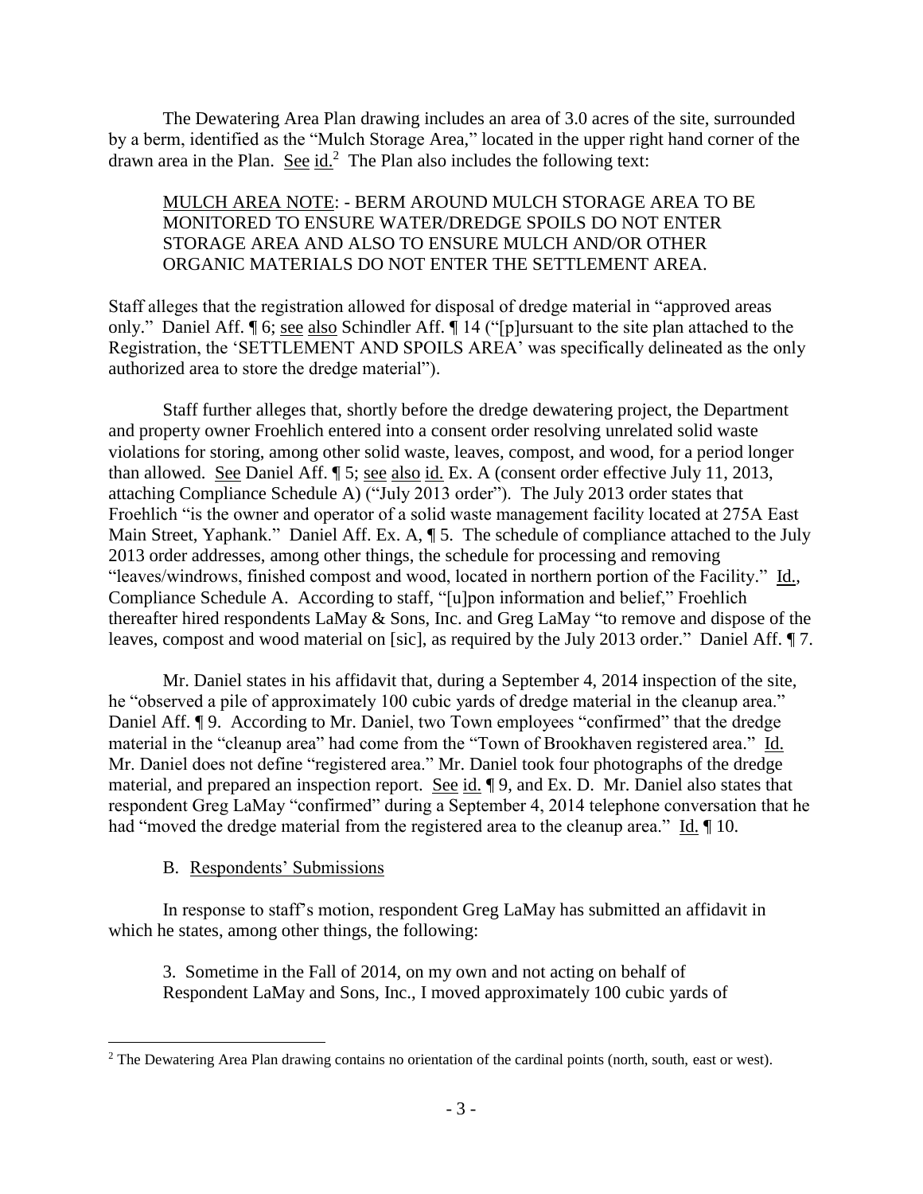The Dewatering Area Plan drawing includes an area of 3.0 acres of the site, surrounded by a berm, identified as the "Mulch Storage Area," located in the upper right hand corner of the drawn area in the Plan. See id.[2] The Plan also includes the following text:

> MULCH AREA NOTE: - BERM AROUND MULCH STORAGE AREA TO BE MONITORED TO ENSURE WATER/DREDGE SPOILS DO NOT ENTER STORAGE AREA AND ALSO TO ENSURE MULCH AND/OR OTHER ORGANIC MATERIALS DO NOT ENTER THE SETTLEMENT AREA.

Staff alleges that the registration allowed for disposal of dredge material in "approved areas only." Daniel Aff. ¶ 6; see also Schindler Aff. ¶ 14 ("[p]ursuant to the site plan attached to the Registration, the 'SETTLEMENT AND SPOILS AREA' was specifically delineated as the only authorized area to store the dredge material").

Staff further alleges that, shortly before the dredge dewatering project, the Department and property owner Froehlich entered into a consent order resolving unrelated solid waste violations for storing, among other solid waste, leaves, compost, and wood, for a period longer than allowed. See Daniel Aff. ¶ 5; see also id. Ex. A (consent order effective July 11, 2013, attaching Compliance Schedule A) ("July 2013 order"). The July 2013 order states that Froehlich "is the owner and operator of a solid waste management facility located at 275A East Main Street, Yaphank." Daniel Aff. Ex. A, ¶ 5. The schedule of compliance attached to the July 2013 order addresses, among other things, the schedule for processing and removing "leaves/windrows, finished compost and wood, located in northern portion of the Facility." Id., Compliance Schedule A. According to staff, "[u]pon information and belief," Froehlich thereafter hired respondents LaMay & Sons, Inc. and Greg LaMay "to remove and dispose of the leaves, compost and wood material on [sic], as required by the July 2013 order." Daniel Aff. ¶ 7.

Mr. Daniel states in his affidavit that, during a September 4, 2014 inspection of the site, he "observed a pile of approximately 100 cubic yards of dredge material in the cleanup area." Daniel Aff. ¶ 9. According to Mr. Daniel, two Town employees "confirmed" that the dredge material in the "cleanup area" had come from the "Town of Brookhaven registered area." Id. Mr. Daniel does not define "registered area." Mr. Daniel took four photographs of the dredge material, and prepared an inspection report. See id. ¶ 9, and Ex. D. Mr. Daniel also states that respondent Greg LaMay "confirmed" during a September 4, 2014 telephone conversation that he had "moved the dredge material from the registered area to the cleanup area." Id. ¶ 10.

### B. Respondents' Submissions

In response to staff's motion, respondent Greg LaMay has submitted an affidavit in which he states, among other things, the following:

> 3. Sometime in the Fall of 2014, on my own and not acting on behalf of Respondent LaMay and Sons, Inc., I moved approximately 100 cubic yards of

[2] The Dewatering Area Plan drawing contains no orientation of the cardinal points (north, south, east or west).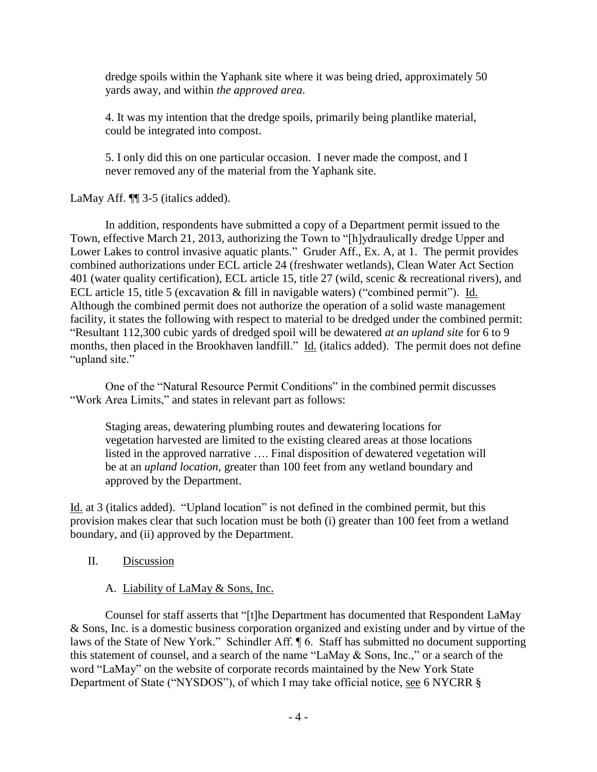> dredge spoils within the Yaphank site where it was being dried, approximately 50 yards away, and within *the approved area*.
>
> 4. It was my intention that the dredge spoils, primarily being plantlike material, could be integrated into compost.
>
> 5. I only did this on one particular occasion. I never made the compost, and I never removed any of the material from the Yaphank site.

LaMay Aff. ¶¶ 3-5 (italics added).

In addition, respondents have submitted a copy of a Department permit issued to the Town, effective March 21, 2013, authorizing the Town to "[h]ydraulically dredge Upper and Lower Lakes to control invasive aquatic plants." Gruder Aff., Ex. A, at 1. The permit provides combined authorizations under ECL article 24 (freshwater wetlands), Clean Water Act Section 401 (water quality certification), ECL article 15, title 27 (wild, scenic & recreational rivers), and ECL article 15, title 5 (excavation & fill in navigable waters) ("combined permit"). Id. Although the combined permit does not authorize the operation of a solid waste management facility, it states the following with respect to material to be dredged under the combined permit: "Resultant 112,300 cubic yards of dredged spoil will be dewatered *at an upland site* for 6 to 9 months, then placed in the Brookhaven landfill." Id. (italics added). The permit does not define "upland site."

One of the "Natural Resource Permit Conditions" in the combined permit discusses "Work Area Limits," and states in relevant part as follows:

> Staging areas, dewatering plumbing routes and dewatering locations for vegetation harvested are limited to the existing cleared areas at those locations listed in the approved narrative …. Final disposition of dewatered vegetation will be at an *upland location*, greater than 100 feet from any wetland boundary and approved by the Department.

Id. at 3 (italics added). "Upland location" is not defined in the combined permit, but this provision makes clear that such location must be both (i) greater than 100 feet from a wetland boundary, and (ii) approved by the Department.

## II. Discussion

### A. Liability of LaMay & Sons, Inc.

Counsel for staff asserts that "[t]he Department has documented that Respondent LaMay & Sons, Inc. is a domestic business corporation organized and existing under and by virtue of the laws of the State of New York." Schindler Aff. ¶ 6. Staff has submitted no document supporting this statement of counsel, and a search of the name "LaMay & Sons, Inc.," or a search of the word "LaMay" on the website of corporate records maintained by the New York State Department of State ("NYSDOS"), of which I may take official notice, see 6 NYCRR §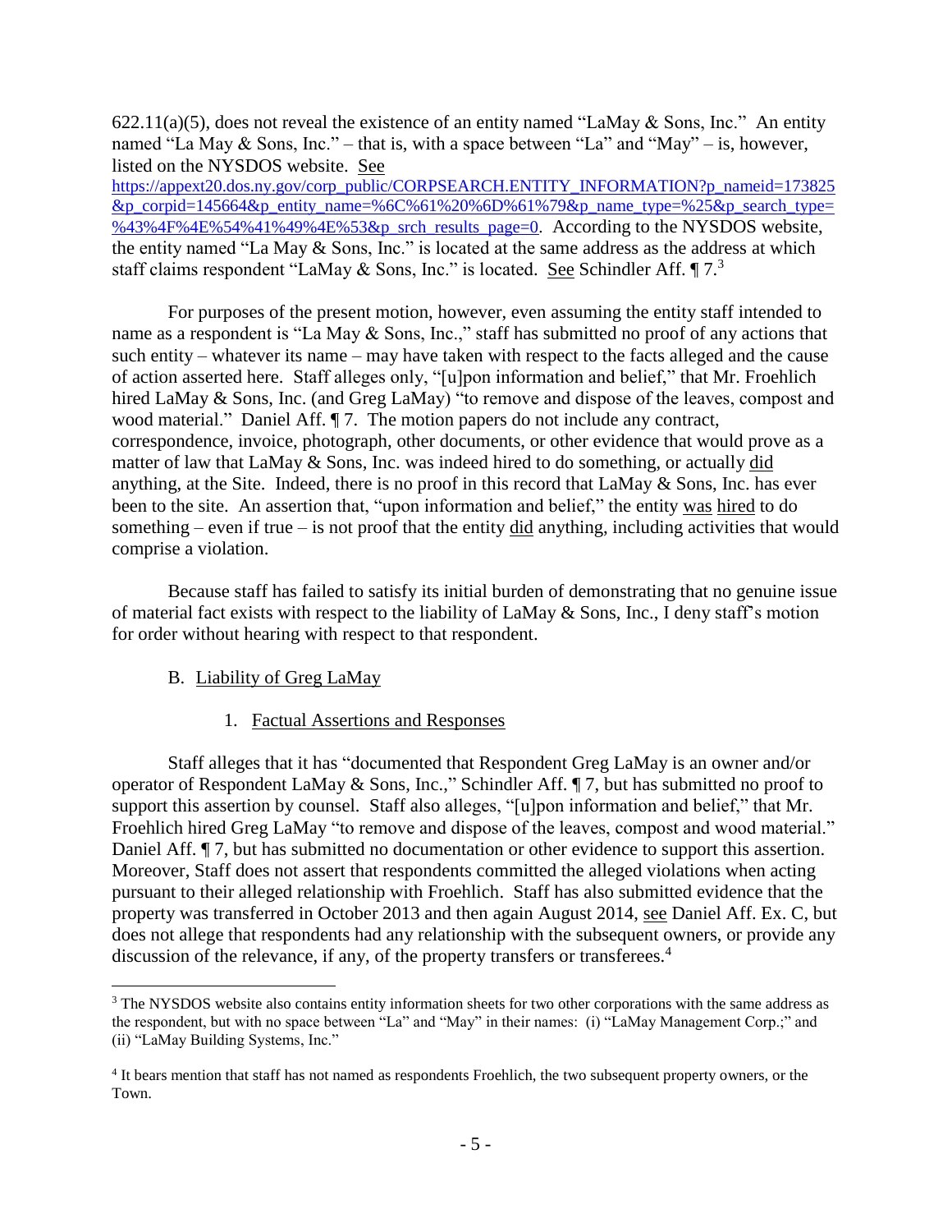622.11(a)(5), does not reveal the existence of an entity named "LaMay & Sons, Inc." An entity named "La May & Sons, Inc." – that is, with a space between "La" and "May" – is, however, listed on the NYSDOS website. See https://appext20.dos.ny.gov/corp_public/CORPSEARCH.ENTITY_INFORMATION?p_nameid=173825&p_corpid=145664&p_entity_name=%6C%61%20%6D%61%79&p_name_type=%25&p_search_type=%43%4F%4E%54%41%49%4E%53&p_srch_results_page=0. According to the NYSDOS website, the entity named "La May & Sons, Inc." is located at the same address as the address at which staff claims respondent "LaMay & Sons, Inc." is located. See Schindler Aff. ¶ 7.[3]

For purposes of the present motion, however, even assuming the entity staff intended to name as a respondent is "La May & Sons, Inc.," staff has submitted no proof of any actions that such entity – whatever its name – may have taken with respect to the facts alleged and the cause of action asserted here. Staff alleges only, "[u]pon information and belief," that Mr. Froehlich hired LaMay & Sons, Inc. (and Greg LaMay) "to remove and dispose of the leaves, compost and wood material." Daniel Aff. ¶ 7. The motion papers do not include any contract, correspondence, invoice, photograph, other documents, or other evidence that would prove as a matter of law that LaMay & Sons, Inc. was indeed hired to do something, or actually did anything, at the Site. Indeed, there is no proof in this record that LaMay & Sons, Inc. has ever been to the site. An assertion that, "upon information and belief," the entity was hired to do something – even if true – is not proof that the entity did anything, including activities that would comprise a violation.

Because staff has failed to satisfy its initial burden of demonstrating that no genuine issue of material fact exists with respect to the liability of LaMay & Sons, Inc., I deny staff's motion for order without hearing with respect to that respondent.

B. Liability of Greg LaMay

1. Factual Assertions and Responses

Staff alleges that it has "documented that Respondent Greg LaMay is an owner and/or operator of Respondent LaMay & Sons, Inc.," Schindler Aff. ¶ 7, but has submitted no proof to support this assertion by counsel. Staff also alleges, "[u]pon information and belief," that Mr. Froehlich hired Greg LaMay "to remove and dispose of the leaves, compost and wood material." Daniel Aff. ¶ 7, but has submitted no documentation or other evidence to support this assertion. Moreover, Staff does not assert that respondents committed the alleged violations when acting pursuant to their alleged relationship with Froehlich. Staff has also submitted evidence that the property was transferred in October 2013 and then again August 2014, see Daniel Aff. Ex. C, but does not allege that respondents had any relationship with the subsequent owners, or provide any discussion of the relevance, if any, of the property transfers or transferees.[4]

---

[3] The NYSDOS website also contains entity information sheets for two other corporations with the same address as the respondent, but with no space between "La" and "May" in their names: (i) "LaMay Management Corp.;" and (ii) "LaMay Building Systems, Inc."

[4] It bears mention that staff has not named as respondents Froehlich, the two subsequent property owners, or the Town.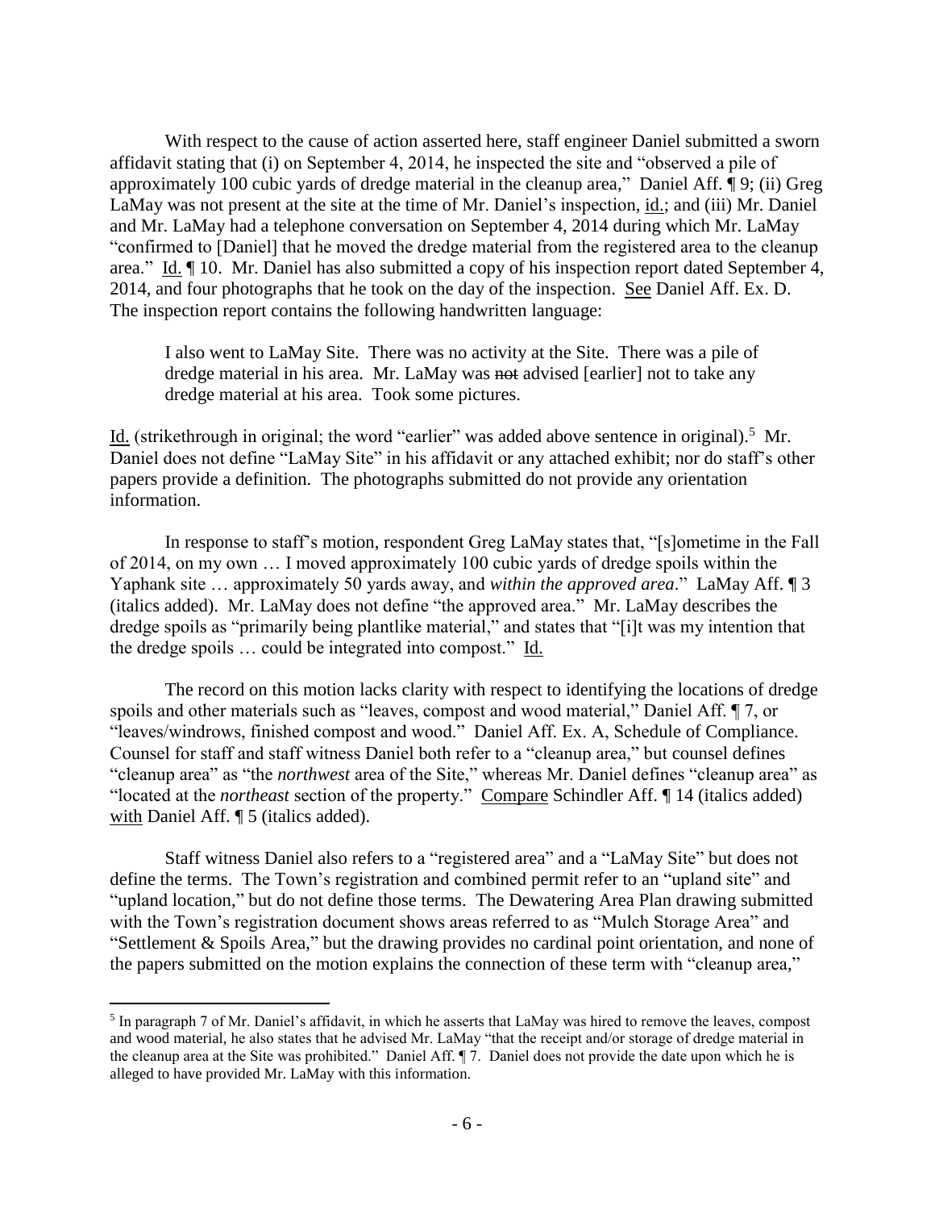With respect to the cause of action asserted here, staff engineer Daniel submitted a sworn affidavit stating that (i) on September 4, 2014, he inspected the site and "observed a pile of approximately 100 cubic yards of dredge material in the cleanup area," Daniel Aff. ¶ 9; (ii) Greg LaMay was not present at the site at the time of Mr. Daniel's inspection, id.; and (iii) Mr. Daniel and Mr. LaMay had a telephone conversation on September 4, 2014 during which Mr. LaMay "confirmed to [Daniel] that he moved the dredge material from the registered area to the cleanup area." Id. ¶ 10. Mr. Daniel has also submitted a copy of his inspection report dated September 4, 2014, and four photographs that he took on the day of the inspection. See Daniel Aff. Ex. D. The inspection report contains the following handwritten language:

> I also went to LaMay Site. There was no activity at the Site. There was a pile of dredge material in his area. Mr. LaMay was ~~not~~ advised [earlier] not to take any dredge material at his area. Took some pictures.

Id. (strikethrough in original; the word "earlier" was added above sentence in original).[5] Mr. Daniel does not define "LaMay Site" in his affidavit or any attached exhibit; nor do staff's other papers provide a definition. The photographs submitted do not provide any orientation information.

In response to staff's motion, respondent Greg LaMay states that, "[s]ometime in the Fall of 2014, on my own … I moved approximately 100 cubic yards of dredge spoils within the Yaphank site … approximately 50 yards away, and *within the approved area*." LaMay Aff. ¶ 3 (italics added). Mr. LaMay does not define "the approved area." Mr. LaMay describes the dredge spoils as "primarily being plantlike material," and states that "[i]t was my intention that the dredge spoils … could be integrated into compost." Id.

The record on this motion lacks clarity with respect to identifying the locations of dredge spoils and other materials such as "leaves, compost and wood material," Daniel Aff. ¶ 7, or "leaves/windrows, finished compost and wood." Daniel Aff. Ex. A, Schedule of Compliance. Counsel for staff and staff witness Daniel both refer to a "cleanup area," but counsel defines "cleanup area" as "the *northwest* area of the Site," whereas Mr. Daniel defines "cleanup area" as "located at the *northeast* section of the property." Compare Schindler Aff. ¶ 14 (italics added) with Daniel Aff. ¶ 5 (italics added).

Staff witness Daniel also refers to a "registered area" and a "LaMay Site" but does not define the terms. The Town's registration and combined permit refer to an "upland site" and "upland location," but do not define those terms. The Dewatering Area Plan drawing submitted with the Town's registration document shows areas referred to as "Mulch Storage Area" and "Settlement & Spoils Area," but the drawing provides no cardinal point orientation, and none of the papers submitted on the motion explains the connection of these term with "cleanup area,"

---

[5] In paragraph 7 of Mr. Daniel's affidavit, in which he asserts that LaMay was hired to remove the leaves, compost and wood material, he also states that he advised Mr. LaMay "that the receipt and/or storage of dredge material in the cleanup area at the Site was prohibited." Daniel Aff. ¶ 7. Daniel does not provide the date upon which he is alleged to have provided Mr. LaMay with this information.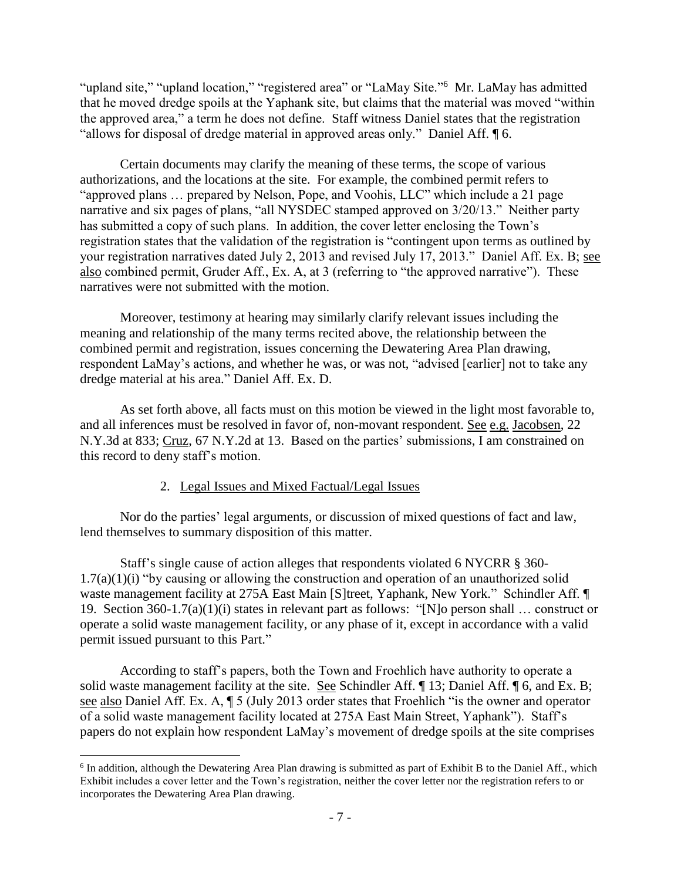"upland site," "upland location," "registered area" or "LaMay Site."[6] Mr. LaMay has admitted that he moved dredge spoils at the Yaphank site, but claims that the material was moved "within the approved area," a term he does not define. Staff witness Daniel states that the registration "allows for disposal of dredge material in approved areas only." Daniel Aff. ¶ 6.

Certain documents may clarify the meaning of these terms, the scope of various authorizations, and the locations at the site. For example, the combined permit refers to "approved plans … prepared by Nelson, Pope, and Voohis, LLC" which include a 21 page narrative and six pages of plans, "all NYSDEC stamped approved on 3/20/13." Neither party has submitted a copy of such plans. In addition, the cover letter enclosing the Town's registration states that the validation of the registration is "contingent upon terms as outlined by your registration narratives dated July 2, 2013 and revised July 17, 2013." Daniel Aff. Ex. B; see also combined permit, Gruder Aff., Ex. A, at 3 (referring to "the approved narrative"). These narratives were not submitted with the motion.

Moreover, testimony at hearing may similarly clarify relevant issues including the meaning and relationship of the many terms recited above, the relationship between the combined permit and registration, issues concerning the Dewatering Area Plan drawing, respondent LaMay's actions, and whether he was, or was not, "advised [earlier] not to take any dredge material at his area." Daniel Aff. Ex. D.

As set forth above, all facts must on this motion be viewed in the light most favorable to, and all inferences must be resolved in favor of, non-movant respondent. See e.g. Jacobsen, 22 N.Y.3d at 833; Cruz, 67 N.Y.2d at 13. Based on the parties' submissions, I am constrained on this record to deny staff's motion.

### 2. Legal Issues and Mixed Factual/Legal Issues

Nor do the parties' legal arguments, or discussion of mixed questions of fact and law, lend themselves to summary disposition of this matter.

Staff's single cause of action alleges that respondents violated 6 NYCRR § 360-1.7(a)(1)(i) "by causing or allowing the construction and operation of an unauthorized solid waste management facility at 275A East Main [S]treet, Yaphank, New York." Schindler Aff. ¶ 19. Section 360-1.7(a)(1)(i) states in relevant part as follows: "[N]o person shall … construct or operate a solid waste management facility, or any phase of it, except in accordance with a valid permit issued pursuant to this Part."

According to staff's papers, both the Town and Froehlich have authority to operate a solid waste management facility at the site. See Schindler Aff. ¶ 13; Daniel Aff. ¶ 6, and Ex. B; see also Daniel Aff. Ex. A, ¶ 5 (July 2013 order states that Froehlich "is the owner and operator of a solid waste management facility located at 275A East Main Street, Yaphank"). Staff's papers do not explain how respondent LaMay's movement of dredge spoils at the site comprises

[6] In addition, although the Dewatering Area Plan drawing is submitted as part of Exhibit B to the Daniel Aff., which Exhibit includes a cover letter and the Town's registration, neither the cover letter nor the registration refers to or incorporates the Dewatering Area Plan drawing.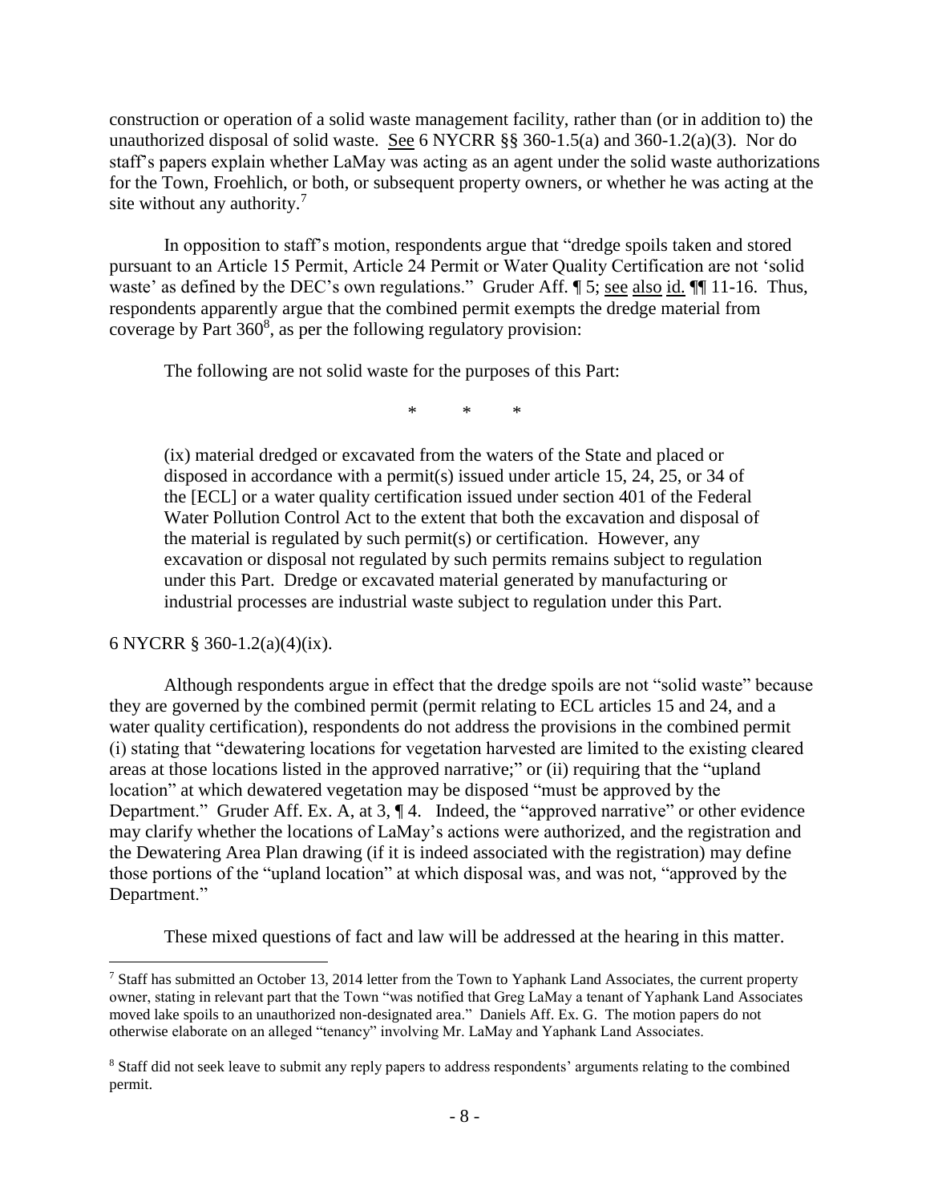construction or operation of a solid waste management facility, rather than (or in addition to) the unauthorized disposal of solid waste. See 6 NYCRR §§ 360-1.5(a) and 360-1.2(a)(3). Nor do staff's papers explain whether LaMay was acting as an agent under the solid waste authorizations for the Town, Froehlich, or both, or subsequent property owners, or whether he was acting at the site without any authority.[7]

In opposition to staff's motion, respondents argue that "dredge spoils taken and stored pursuant to an Article 15 Permit, Article 24 Permit or Water Quality Certification are not 'solid waste' as defined by the DEC's own regulations." Gruder Aff. ¶ 5; see also id. ¶¶ 11-16. Thus, respondents apparently argue that the combined permit exempts the dredge material from coverage by Part 360[8], as per the following regulatory provision:

> The following are not solid waste for the purposes of this Part:
>
> \*  \*  \*
>
> (ix) material dredged or excavated from the waters of the State and placed or disposed in accordance with a permit(s) issued under article 15, 24, 25, or 34 of the [ECL] or a water quality certification issued under section 401 of the Federal Water Pollution Control Act to the extent that both the excavation and disposal of the material is regulated by such permit(s) or certification. However, any excavation or disposal not regulated by such permits remains subject to regulation under this Part. Dredge or excavated material generated by manufacturing or industrial processes are industrial waste subject to regulation under this Part.

6 NYCRR § 360-1.2(a)(4)(ix).

Although respondents argue in effect that the dredge spoils are not "solid waste" because they are governed by the combined permit (permit relating to ECL articles 15 and 24, and a water quality certification), respondents do not address the provisions in the combined permit (i) stating that "dewatering locations for vegetation harvested are limited to the existing cleared areas at those locations listed in the approved narrative;" or (ii) requiring that the "upland location" at which dewatered vegetation may be disposed "must be approved by the Department." Gruder Aff. Ex. A, at 3, ¶ 4. Indeed, the "approved narrative" or other evidence may clarify whether the locations of LaMay's actions were authorized, and the registration and the Dewatering Area Plan drawing (if it is indeed associated with the registration) may define those portions of the "upland location" at which disposal was, and was not, "approved by the Department."

These mixed questions of fact and law will be addressed at the hearing in this matter.

---

[7] Staff has submitted an October 13, 2014 letter from the Town to Yaphank Land Associates, the current property owner, stating in relevant part that the Town "was notified that Greg LaMay a tenant of Yaphank Land Associates moved lake spoils to an unauthorized non-designated area." Daniels Aff. Ex. G. The motion papers do not otherwise elaborate on an alleged "tenancy" involving Mr. LaMay and Yaphank Land Associates.

[8] Staff did not seek leave to submit any reply papers to address respondents' arguments relating to the combined permit.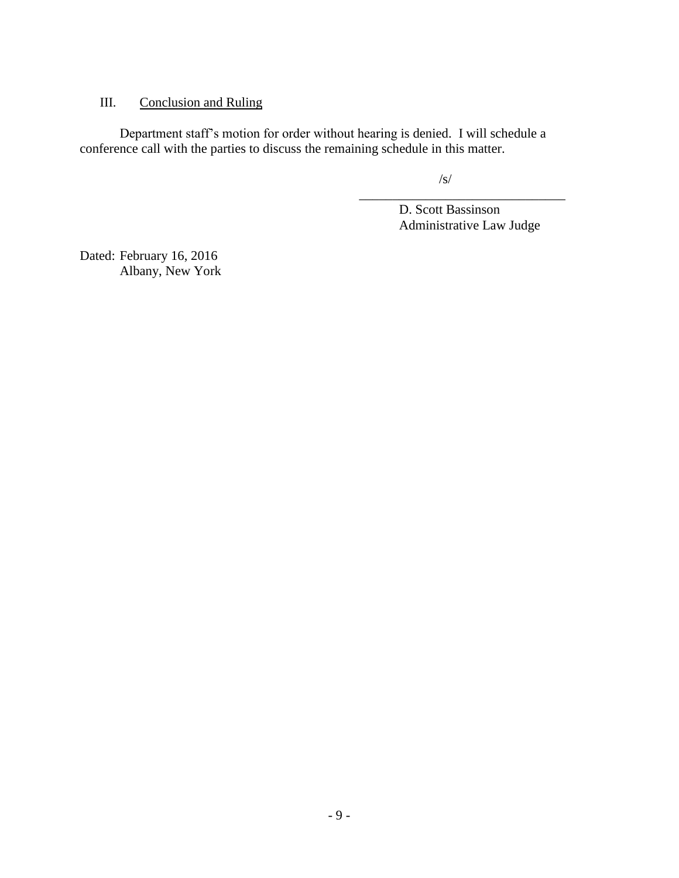## III. Conclusion and Ruling

Department staff's motion for order without hearing is denied. I will schedule a conference call with the parties to discuss the remaining schedule in this matter.

/s/

\_\_\_\_\_\_\_\_\_\_\_\_\_\_\_\_\_\_\_\_\_\_\_\_\_\_\_\_\_\_\_\_

D. Scott Bassinson
Administrative Law Judge

Dated: February 16, 2016
Albany, New York